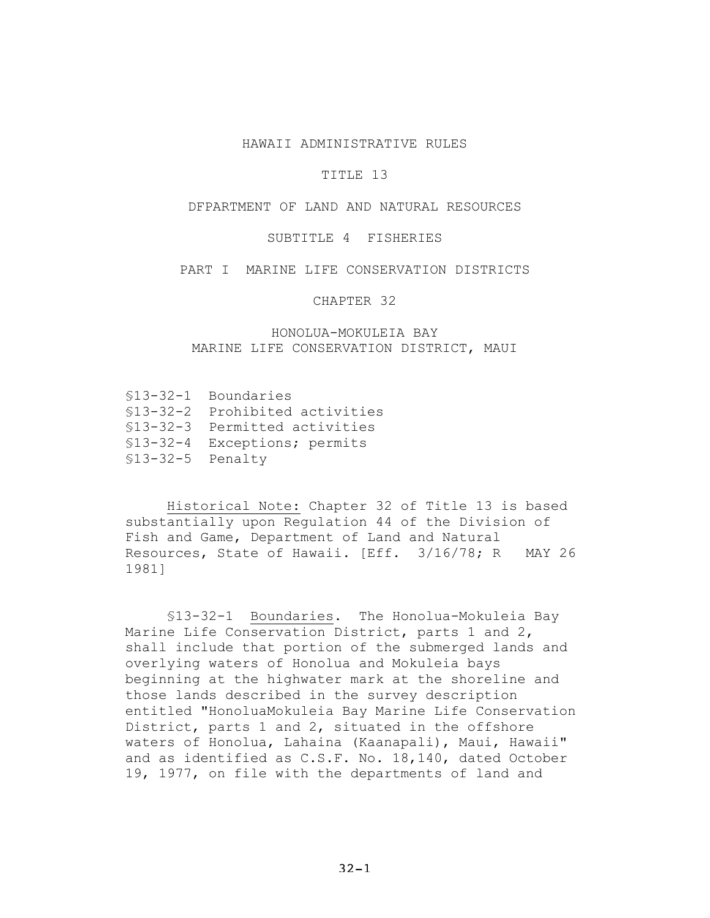# HAWAII ADMINISTRATIVE RULES

## TITLE 13

## DFPARTMENT OF LAND AND NATURAL RESOURCES

## SUBTITLE 4 FISHERIES

## PART I MARINE LIFE CONSERVATION DISTRICTS

## CHAPTER 32

## HONOLUA-MOKULEIA BAY MARINE LIFE CONSERVATION DISTRICT, MAUI

§13-32-1 Boundaries
§13-32-2 Prohibited activities
§13-32-3 Permitted activities
§13-32-4 Exceptions; permits
§13-32-5 Penalty

Historical Note: Chapter 32 of Title 13 is based substantially upon Regulation 44 of the Division of Fish and Game, Department of Land and Natural Resources, State of Hawaii. [Eff. 3/16/78; R MAY 26 1981]

§13-32-1 Boundaries. The Honolua-Mokuleia Bay Marine Life Conservation District, parts 1 and 2, shall include that portion of the submerged lands and overlying waters of Honolua and Mokuleia bays beginning at the highwater mark at the shoreline and those lands described in the survey description entitled "HonoluaMokuleia Bay Marine Life Conservation District, parts 1 and 2, situated in the offshore waters of Honolua, Lahaina (Kaanapali), Maui, Hawaii" and as identified as C.S.F. No. 18,140, dated October 19, 1977, on file with the departments of land and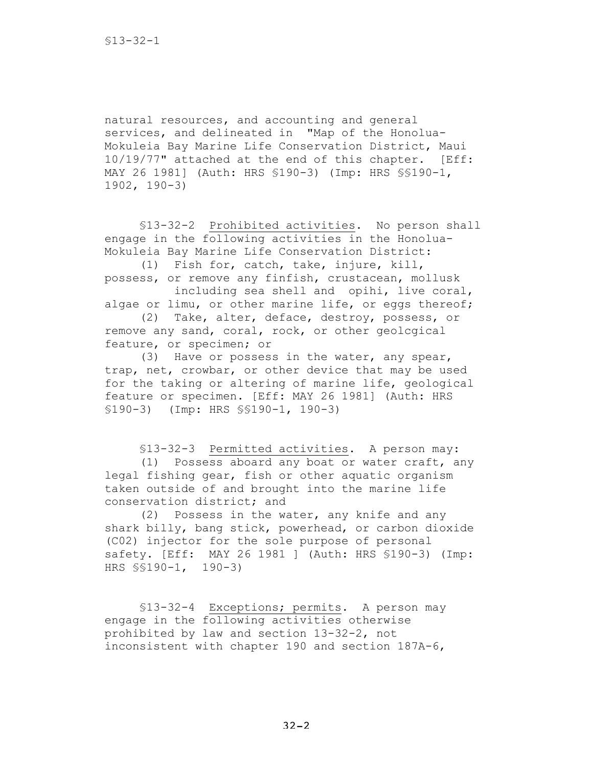natural resources, and accounting and general services, and delineated in "Map of the Honolua-Mokuleia Bay Marine Life Conservation District, Maui 10/19/77" attached at the end of this chapter. [Eff: MAY 26 1981] (Auth: HRS §190-3) (Imp: HRS §§190-1, 1902, 190-3)

§13-32-2 Prohibited activities. No person shall engage in the following activities in the Honolua-Mokuleia Bay Marine Life Conservation District:

(1) Fish for, catch, take, injure, kill, possess, or remove any finfish, crustacean, mollusk including sea shell and opihi, live coral, algae or limu, or other marine life, or eggs thereof;

(2) Take, alter, deface, destroy, possess, or remove any sand, coral, rock, or other geolcgical feature, or specimen; or

(3) Have or possess in the water, any spear, trap, net, crowbar, or other device that may be used for the taking or altering of marine life, geological feature or specimen. [Eff: MAY 26 1981] (Auth: HRS §190-3) (Imp: HRS §§190-1, 190-3)

§13-32-3 Permitted activities. A person may:

(1) Possess aboard any boat or water craft, any legal fishing gear, fish or other aquatic organism taken outside of and brought into the marine life conservation district; and

(2) Possess in the water, any knife and any shark billy, bang stick, powerhead, or carbon dioxide (C02) injector for the sole purpose of personal safety. [Eff: MAY 26 1981 ] (Auth: HRS §190-3) (Imp: HRS §§190-1, 190-3)

§13-32-4 Exceptions; permits. A person may engage in the following activities otherwise prohibited by law and section 13-32-2, not inconsistent with chapter 190 and section 187A-6,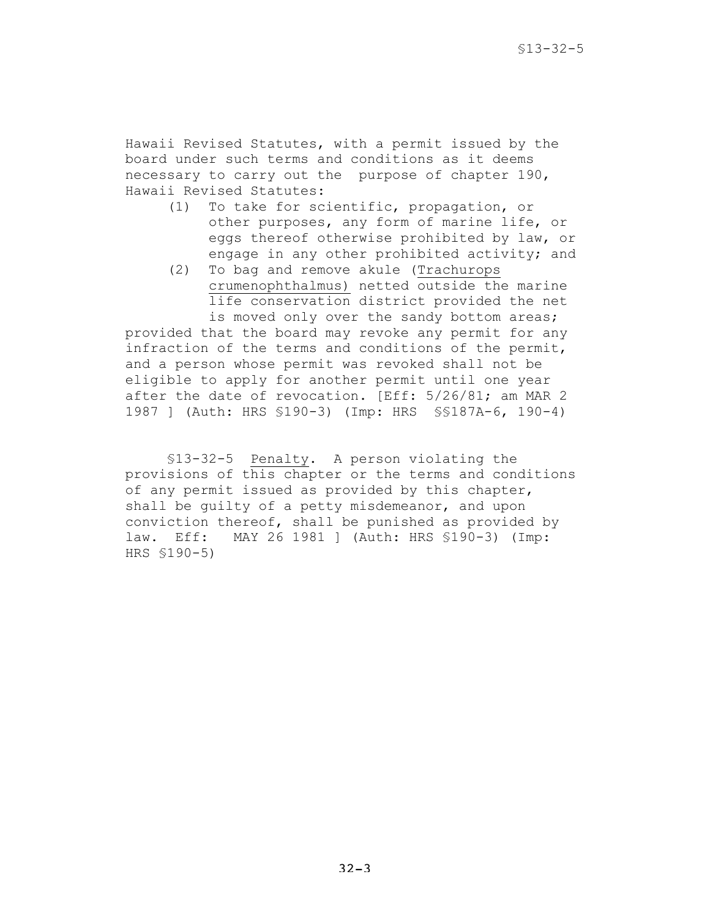Hawaii Revised Statutes, with a permit issued by the board under such terms and conditions as it deems necessary to carry out the purpose of chapter 190, Hawaii Revised Statutes:

(1) To take for scientific, propagation, or other purposes, any form of marine life, or eggs thereof otherwise prohibited by law, or engage in any other prohibited activity; and

(2) To bag and remove akule (Trachurops crumenophthalmus) netted outside the marine life conservation district provided the net is moved only over the sandy bottom areas;

provided that the board may revoke any permit for any infraction of the terms and conditions of the permit, and a person whose permit was revoked shall not be eligible to apply for another permit until one year after the date of revocation. [Eff: 5/26/81; am MAR 2 1987 ] (Auth: HRS §190-3) (Imp: HRS §§187A-6, 190-4)

§13-32-5 Penalty. A person violating the provisions of this chapter or the terms and conditions of any permit issued as provided by this chapter, shall be guilty of a petty misdemeanor, and upon conviction thereof, shall be punished as provided by law. Eff: MAY 26 1981 ] (Auth: HRS §190-3) (Imp: HRS §190-5)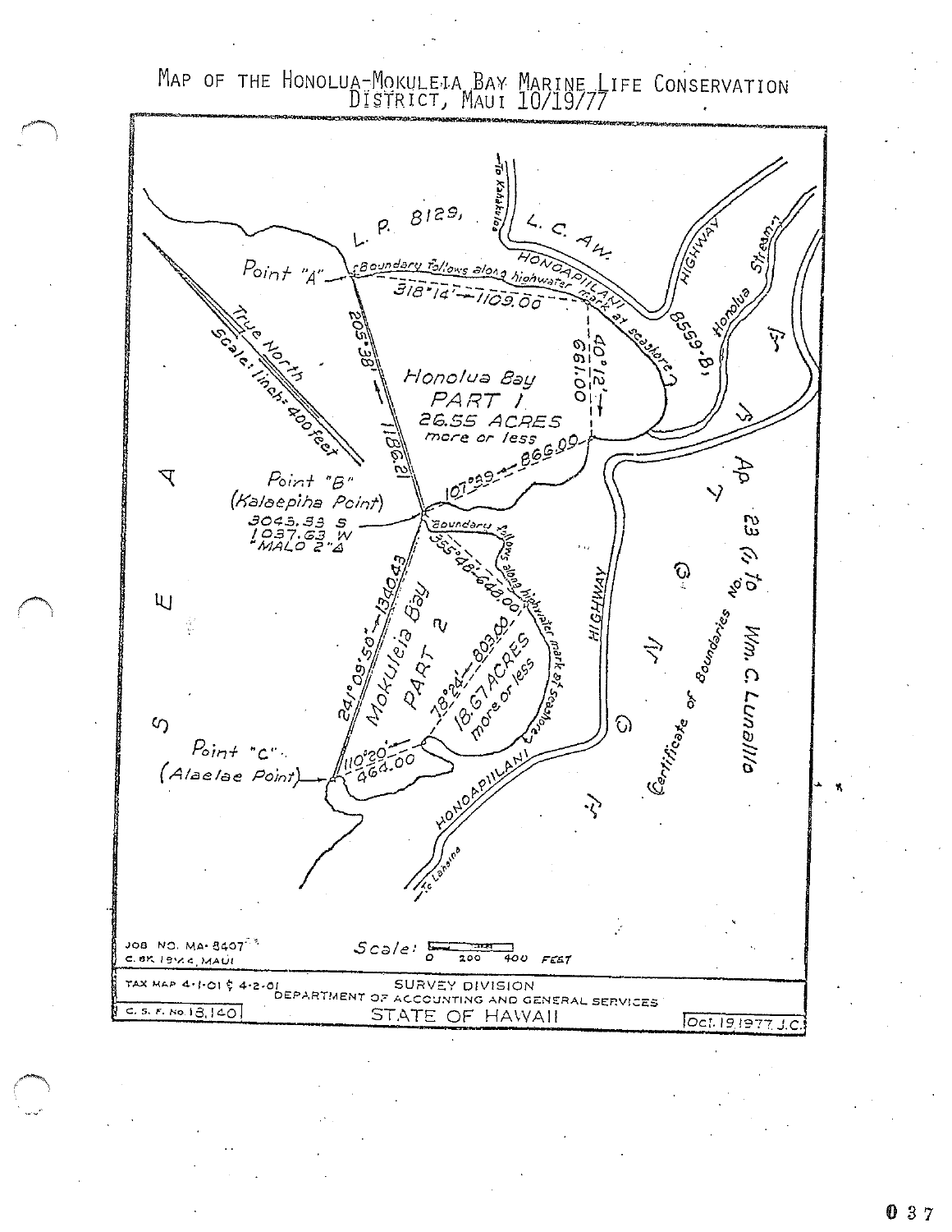# MAP OF THE HONOLUA-MOKULEIA BAY MARINE LIFE CONSERVATION DISTRICT, MAUI 10/19/77

To Kahakuloa

L. P. 8129,

L. C. Aw.

HONOAPIILANI HIGHWAY

Honolua Stream

8559-B,

Point "A"

Boundary follows along highwater mark at seashore

318°14' — 1109.00

205°38' — 1186.21

40°12' — 661.00

True North

Scale: 1 inch = 400 feet

Honolua Bay
PART 1
26.55 ACRES
more or less

107°39' — 866.00

Point "B"
(Kalaepiha Point)
3043.33 S
1037.63 W
"MALO 2"

Boundary follows along highwater mark at seashore

335°48' — 648.00

S E A

241°09'50" — 1340.43

Mokuleia Bay
PART 2

78°24' — 803.00

18.67 ACRES
more or less

HIGHWAY

L A N D

Ap. 23 (1) to Wm. C. Lunalilo

Certificate of Boundaries No.

Point "C"
(Alaelae Point)

110°20' — 464.00

HONOAPIILANI

To Lahaina

JOB NO. MA-8407
C. BK 19 V. 4, MAUI

Scale: 0 200 400 FEET

TAX MAP 4-1-01 & 4-2-01

SURVEY DIVISION
DEPARTMENT OF ACCOUNTING AND GENERAL SERVICES
STATE OF HAWAII

C. S. F. No. 18,140

Oct. 19, 1977 J.C.

037